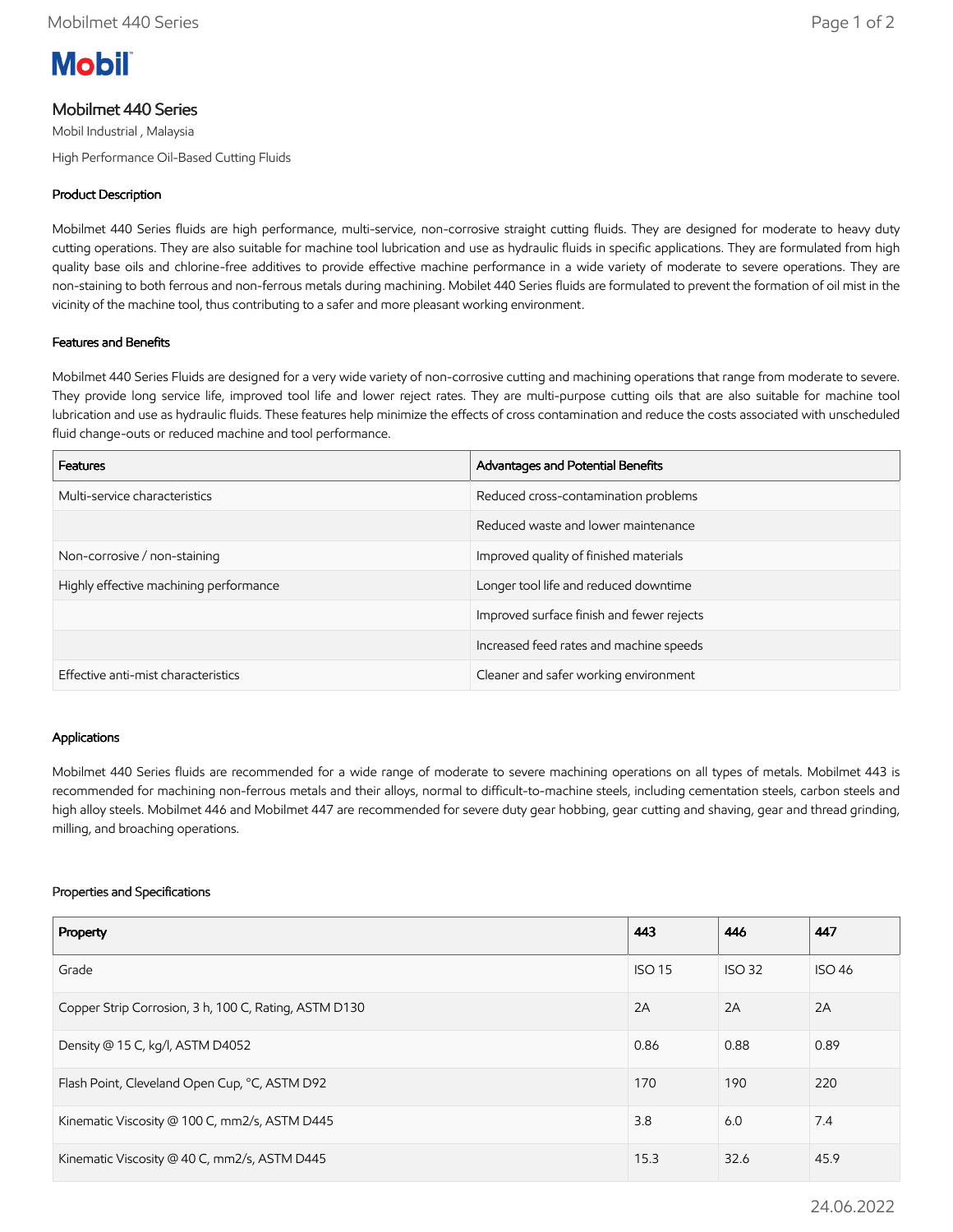# Mobilmet 440 Series

Mobil Industrial , Malaysia

High Performance Oil-Based Cutting Fluids

## Product Description

Mobilmet 440 Series fluids are high performance, multi-service, non-corrosive straight cutting fluids. They are designed for moderate to heavy duty cutting operations. They are also suitable for machine tool lubrication and use as hydraulic fluids in specific applications. They are formulated from high quality base oils and chlorine-free additives to provide effective machine performance in a wide variety of moderate to severe operations. They are non-staining to both ferrous and non-ferrous metals during machining. Mobilet 440 Series fluids are formulated to prevent the formation of oil mist in the vicinity of the machine tool, thus contributing to a safer and more pleasant working environment.

## Features and Benefits

Mobilmet 440 Series Fluids are designed for a very wide variety of non-corrosive cutting and machining operations that range from moderate to severe. They provide long service life, improved tool life and lower reject rates. They are multi-purpose cutting oils that are also suitable for machine tool lubrication and use as hydraulic fluids. These features help minimize the effects of cross contamination and reduce the costs associated with unscheduled fluid change-outs or reduced machine and tool performance.

| Features | Advantages and Potential Benefits |
|---|---|
| Multi-service characteristics | Reduced cross-contamination problems |
| | Reduced waste and lower maintenance |
| Non-corrosive / non-staining | Improved quality of finished materials |
| Highly effective machining performance | Longer tool life and reduced downtime |
| | Improved surface finish and fewer rejects |
| | Increased feed rates and machine speeds |
| Effective anti-mist characteristics | Cleaner and safer working environment |

## Applications

Mobilmet 440 Series fluids are recommended for a wide range of moderate to severe machining operations on all types of metals. Mobilmet 443 is recommended for machining non-ferrous metals and their alloys, normal to difficult-to-machine steels, including cementation steels, carbon steels and high alloy steels. Mobilmet 446 and Mobilmet 447 are recommended for severe duty gear hobbing, gear cutting and shaving, gear and thread grinding, milling, and broaching operations.

## Properties and Specifications

| Property | 443 | 446 | 447 |
|---|---|---|---|
| Grade | ISO 15 | ISO 32 | ISO 46 |
| Copper Strip Corrosion, 3 h, 100 C, Rating, ASTM D130 | 2A | 2A | 2A |
| Density @ 15 C, kg/l, ASTM D4052 | 0.86 | 0.88 | 0.89 |
| Flash Point, Cleveland Open Cup, °C, ASTM D92 | 170 | 190 | 220 |
| Kinematic Viscosity @ 100 C, mm2/s, ASTM D445 | 3.8 | 6.0 | 7.4 |
| Kinematic Viscosity @ 40 C, mm2/s, ASTM D445 | 15.3 | 32.6 | 45.9 |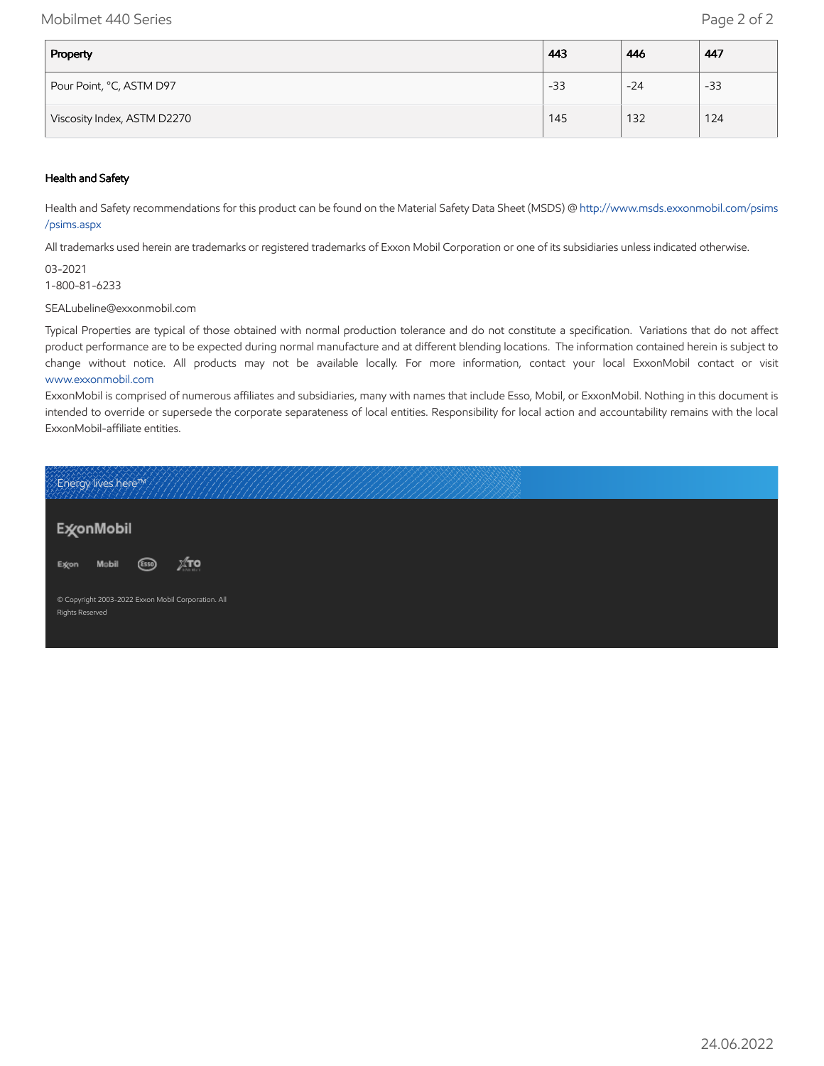| Property | 443 | 446 | 447 |
| --- | --- | --- | --- |
| Pour Point, °C, ASTM D97 | -33 | -24 | -33 |
| Viscosity Index, ASTM D2270 | 145 | 132 | 124 |

#### Health and Safety

Health and Safety recommendations for this product can be found on the Material Safety Data Sheet (MSDS) @ http://www.msds.exxonmobil.com/psims/psims.aspx

All trademarks used herein are trademarks or registered trademarks of Exxon Mobil Corporation or one of its subsidiaries unless indicated otherwise.

03-2021
1-800-81-6233

SEALubeline@exxonmobil.com

Typical Properties are typical of those obtained with normal production tolerance and do not constitute a specification. Variations that do not affect product performance are to be expected during normal manufacture and at different blending locations. The information contained herein is subject to change without notice. All products may not be available locally. For more information, contact your local ExxonMobil contact or visit www.exxonmobil.com

ExxonMobil is comprised of numerous affiliates and subsidiaries, many with names that include Esso, Mobil, or ExxonMobil. Nothing in this document is intended to override or supersede the corporate separateness of local entities. Responsibility for local action and accountability remains with the local ExxonMobil-affiliate entities.

Energy lives here™

ExxonMobil

Exxon Mobil Esso XTO

© Copyright 2003-2022 Exxon Mobil Corporation. All Rights Reserved